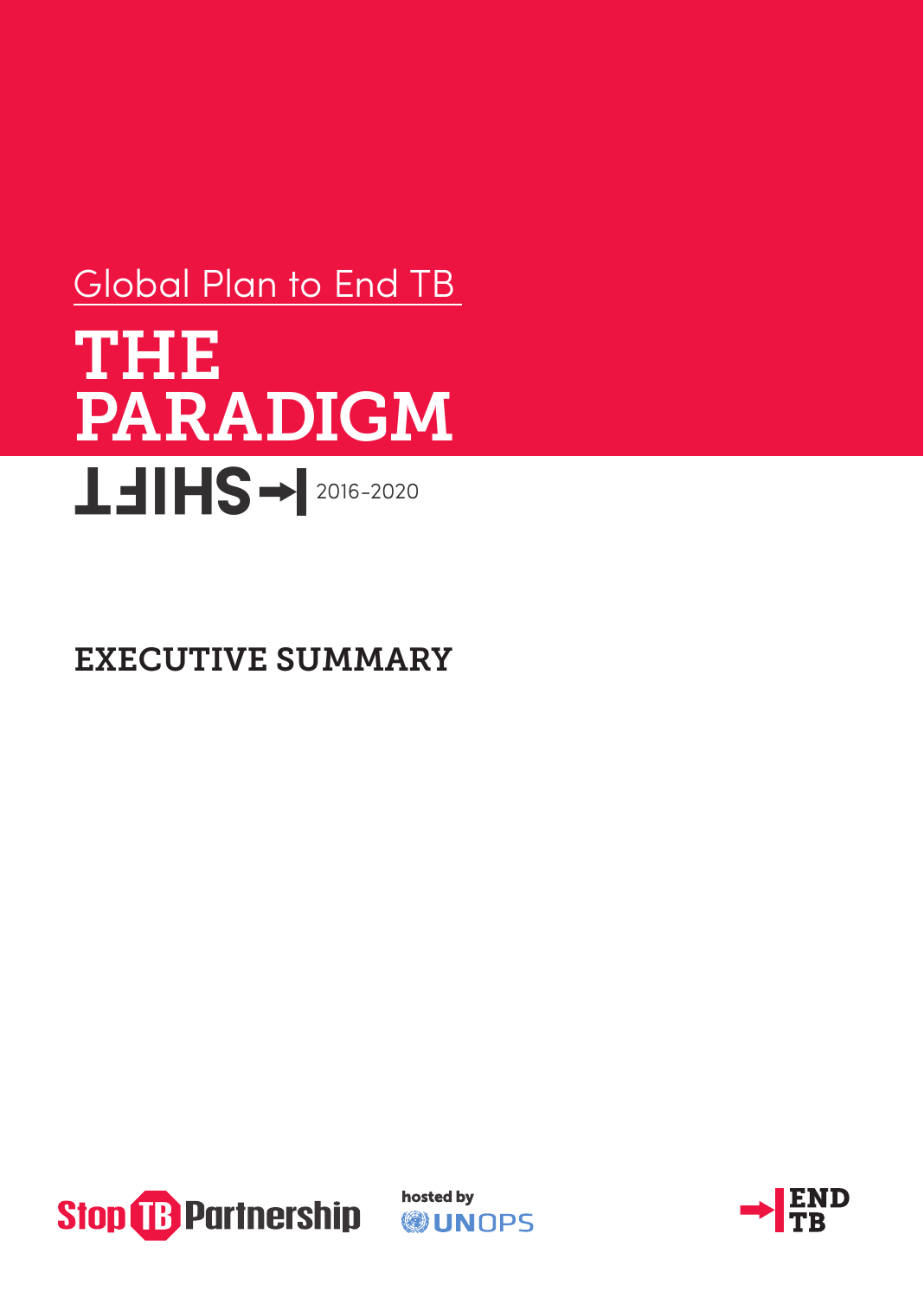Global Plan to End TB

# THE PARADIGM SHIFT

2016-2020

## EXECUTIVE SUMMARY

Stop TB Partnership

hosted by UNOPS

END TB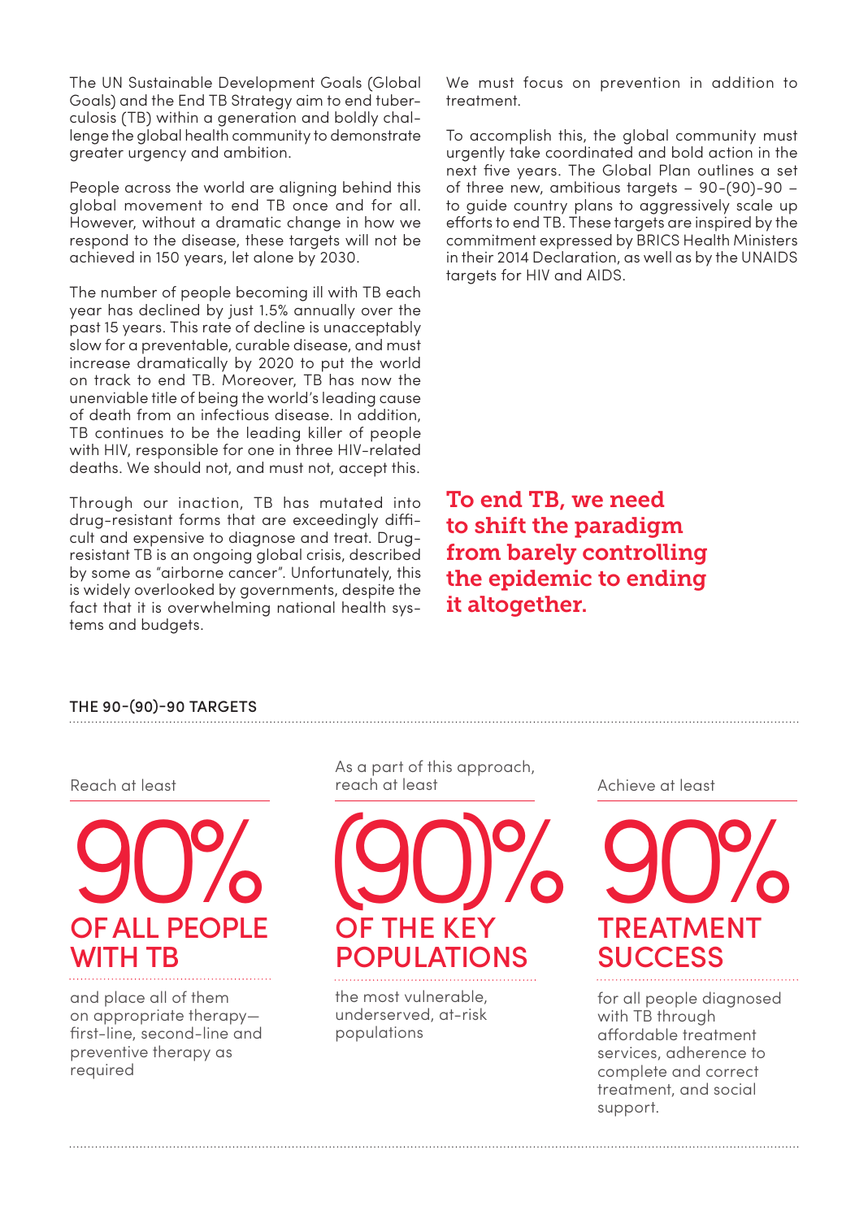The UN Sustainable Development Goals (Global Goals) and the End TB Strategy aim to end tuberculosis (TB) within a generation and boldly challenge the global health community to demonstrate greater urgency and ambition.

People across the world are aligning behind this global movement to end TB once and for all. However, without a dramatic change in how we respond to the disease, these targets will not be achieved in 150 years, let alone by 2030.

The number of people becoming ill with TB each year has declined by just 1.5% annually over the past 15 years. This rate of decline is unacceptably slow for a preventable, curable disease, and must increase dramatically by 2020 to put the world on track to end TB. Moreover, TB has now the unenviable title of being the world's leading cause of death from an infectious disease. In addition, TB continues to be the leading killer of people with HIV, responsible for one in three HIV-related deaths. We should not, and must not, accept this.

Through our inaction, TB has mutated into drug-resistant forms that are exceedingly difficult and expensive to diagnose and treat. Drug-resistant TB is an ongoing global crisis, described by some as "airborne cancer". Unfortunately, this is widely overlooked by governments, despite the fact that it is overwhelming national health systems and budgets.

We must focus on prevention in addition to treatment.

To accomplish this, the global community must urgently take coordinated and bold action in the next five years. The Global Plan outlines a set of three new, ambitious targets – 90-(90)-90 – to guide country plans to aggressively scale up efforts to end TB. These targets are inspired by the commitment expressed by BRICS Health Ministers in their 2014 Declaration, as well as by the UNAIDS targets for HIV and AIDS.

**To end TB, we need to shift the paradigm from barely controlling the epidemic to ending it altogether.**

## THE 90-(90)-90 TARGETS

Reach at least

**90%**

**OF ALL PEOPLE WITH TB**

and place all of them on appropriate therapy—first-line, second-line and preventive therapy as required

As a part of this approach, reach at least

**(90)%**

**OF THE KEY POPULATIONS**

the most vulnerable, underserved, at-risk populations

Achieve at least

**90%**

**TREATMENT SUCCESS**

for all people diagnosed with TB through affordable treatment services, adherence to complete and correct treatment, and social support.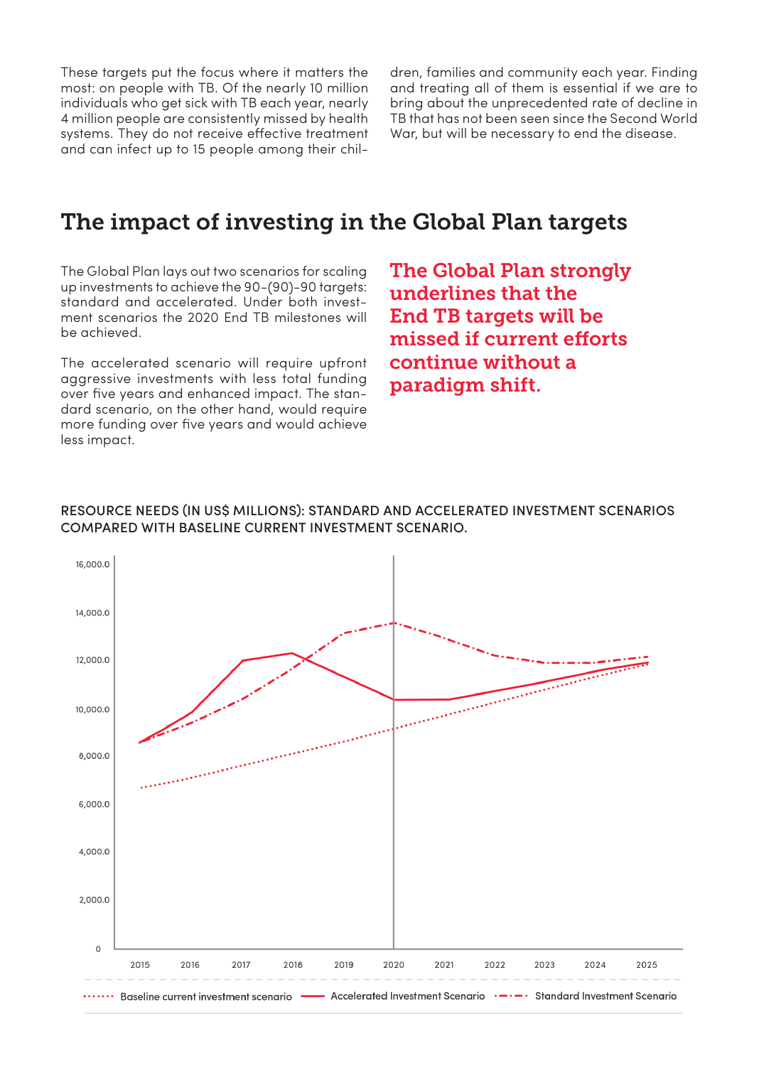These targets put the focus where it matters the most: on people with TB. Of the nearly 10 million individuals who get sick with TB each year, nearly 4 million people are consistently missed by health systems. They do not receive effective treatment and can infect up to 15 people among their children, families and community each year. Finding and treating all of them is essential if we are to bring about the unprecedented rate of decline in TB that has not been seen since the Second World War, but will be necessary to end the disease.

## The impact of investing in the Global Plan targets

The Global Plan lays out two scenarios for scaling up investments to achieve the 90-(90)-90 targets: standard and accelerated. Under both investment scenarios the 2020 End TB milestones will be achieved.

The accelerated scenario will require upfront aggressive investments with less total funding over five years and enhanced impact. The standard scenario, on the other hand, would require more funding over five years and would achieve less impact.

**The Global Plan strongly underlines that the End TB targets will be missed if current efforts continue without a paradigm shift.**

RESOURCE NEEDS (IN US$ MILLIONS): STANDARD AND ACCELERATED INVESTMENT SCENARIOS COMPARED WITH BASELINE CURRENT INVESTMENT SCENARIO.

16,000.0
14,000.0
12,000.0
10,000.0
8,000.0
6,000.0
4,000.0
2,000.0
0

2015 2016 2017 2018 2019 2020 2021 2022 2023 2024 2025

Baseline current investment scenario — Accelerated Investment Scenario — Standard Investment Scenario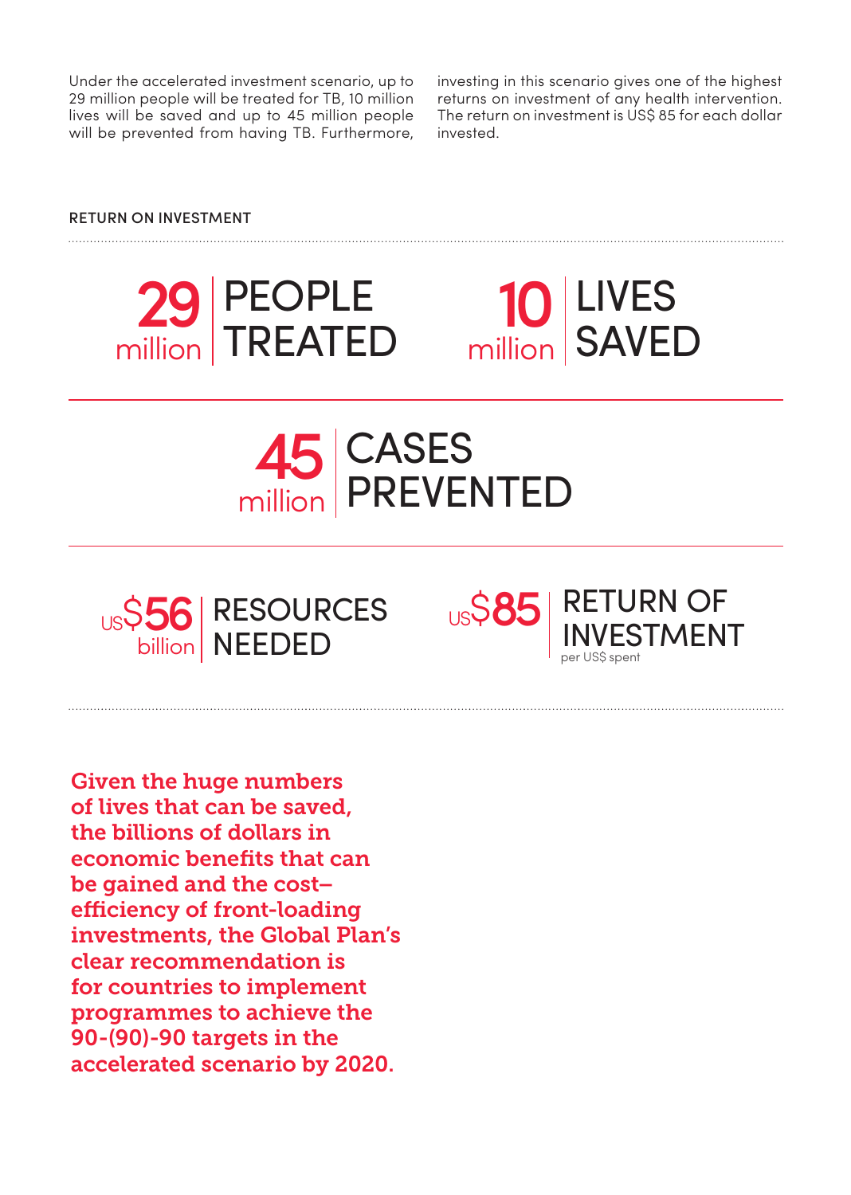Under the accelerated investment scenario, up to 29 million people will be treated for TB, 10 million lives will be saved and up to 45 million people will be prevented from having TB. Furthermore, investing in this scenario gives one of the highest returns on investment of any health intervention. The return on investment is US$ 85 for each dollar invested.

## RETURN ON INVESTMENT

**29 million** | PEOPLE TREATED

**10 million** | LIVES SAVED

**45 million** | CASES PREVENTED

**US$56 billion** | RESOURCES NEEDED

**US$85** | RETURN OF INVESTMENT per US$ spent

**Given the huge numbers of lives that can be saved, the billions of dollars in economic benefits that can be gained and the cost–efficiency of front-loading investments, the Global Plan's clear recommendation is for countries to implement programmes to achieve the 90-(90)-90 targets in the accelerated scenario by 2020.**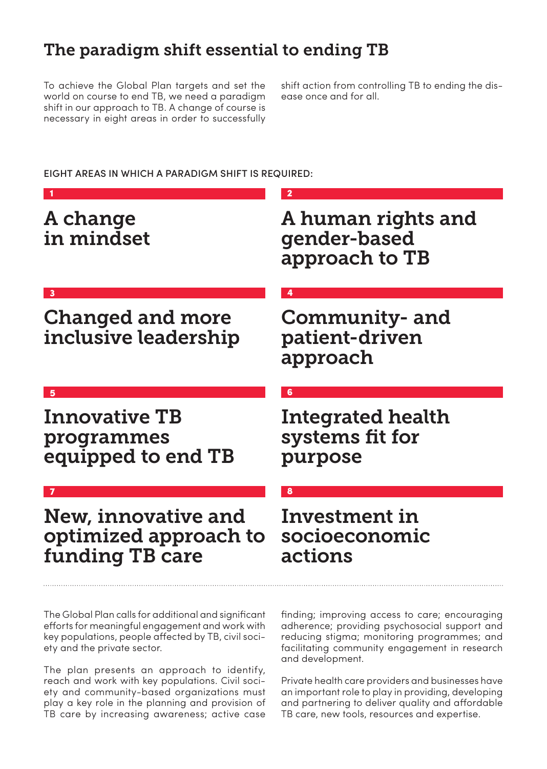## The paradigm shift essential to ending TB

To achieve the Global Plan targets and set the world on course to end TB, we need a paradigm shift in our approach to TB. A change of course is necessary in eight areas in order to successfully shift action from controlling TB to ending the disease once and for all.

EIGHT AREAS IN WHICH A PARADIGM SHIFT IS REQUIRED:

**1**

### A change in mindset

**2**

### A human rights and gender-based approach to TB

**3**

### Changed and more inclusive leadership

**4**

### Community- and patient-driven approach

**5**

### Innovative TB programmes equipped to end TB

**6**

### Integrated health systems fit for purpose

**7**

### New, innovative and optimized approach to funding TB care

**8**

### Investment in socioeconomic actions

---

The Global Plan calls for additional and significant efforts for meaningful engagement and work with key populations, people affected by TB, civil society and the private sector.

The plan presents an approach to identify, reach and work with key populations. Civil society and community-based organizations must play a key role in the planning and provision of TB care by increasing awareness; active case finding; improving access to care; encouraging adherence; providing psychosocial support and reducing stigma; monitoring programmes; and facilitating community engagement in research and development.

Private health care providers and businesses have an important role to play in providing, developing and partnering to deliver quality and affordable TB care, new tools, resources and expertise.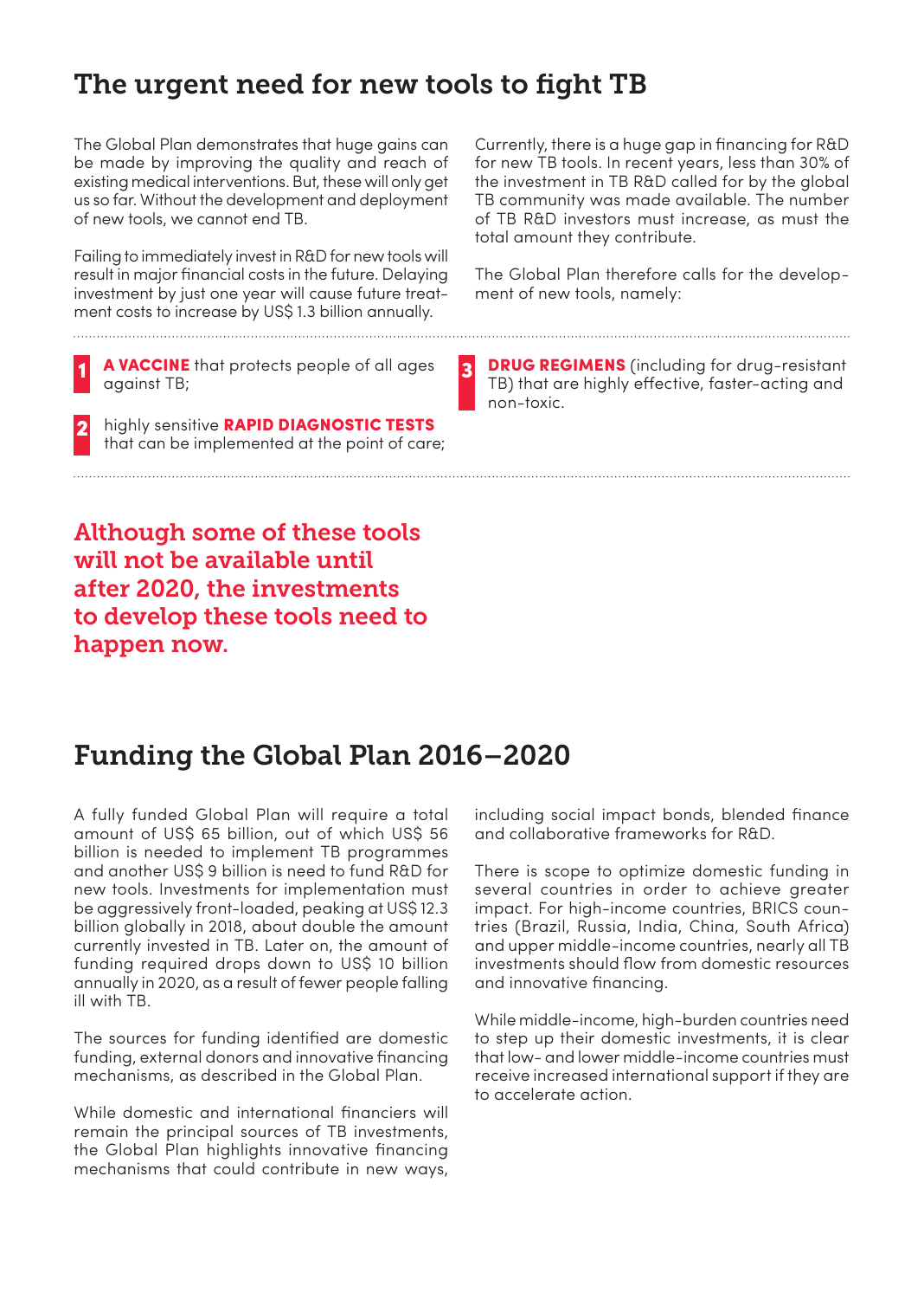## The urgent need for new tools to fight TB

The Global Plan demonstrates that huge gains can be made by improving the quality and reach of existing medical interventions. But, these will only get us so far. Without the development and deployment of new tools, we cannot end TB.

Failing to immediately invest in R&D for new tools will result in major financial costs in the future. Delaying investment by just one year will cause future treatment costs to increase by US$ 1.3 billion annually.

Currently, there is a huge gap in financing for R&D for new TB tools. In recent years, less than 30% of the investment in TB R&D called for by the global TB community was made available. The number of TB R&D investors must increase, as must the total amount they contribute.

The Global Plan therefore calls for the development of new tools, namely:

1. **A VACCINE** that protects people of all ages against TB;
2. highly sensitive **RAPID DIAGNOSTIC TESTS** that can be implemented at the point of care;
3. **DRUG REGIMENS** (including for drug-resistant TB) that are highly effective, faster-acting and non-toxic.

**Although some of these tools will not be available until after 2020, the investments to develop these tools need to happen now.**

## Funding the Global Plan 2016–2020

A fully funded Global Plan will require a total amount of US$ 65 billion, out of which US$ 56 billion is needed to implement TB programmes and another US$ 9 billion is need to fund R&D for new tools. Investments for implementation must be aggressively front-loaded, peaking at US$ 12.3 billion globally in 2018, about double the amount currently invested in TB. Later on, the amount of funding required drops down to US$ 10 billion annually in 2020, as a result of fewer people falling ill with TB.

The sources for funding identified are domestic funding, external donors and innovative financing mechanisms, as described in the Global Plan.

While domestic and international financiers will remain the principal sources of TB investments, the Global Plan highlights innovative financing mechanisms that could contribute in new ways, including social impact bonds, blended finance and collaborative frameworks for R&D.

There is scope to optimize domestic funding in several countries in order to achieve greater impact. For high-income countries, BRICS countries (Brazil, Russia, India, China, South Africa) and upper middle-income countries, nearly all TB investments should flow from domestic resources and innovative financing.

While middle-income, high-burden countries need to step up their domestic investments, it is clear that low- and lower middle-income countries must receive increased international support if they are to accelerate action.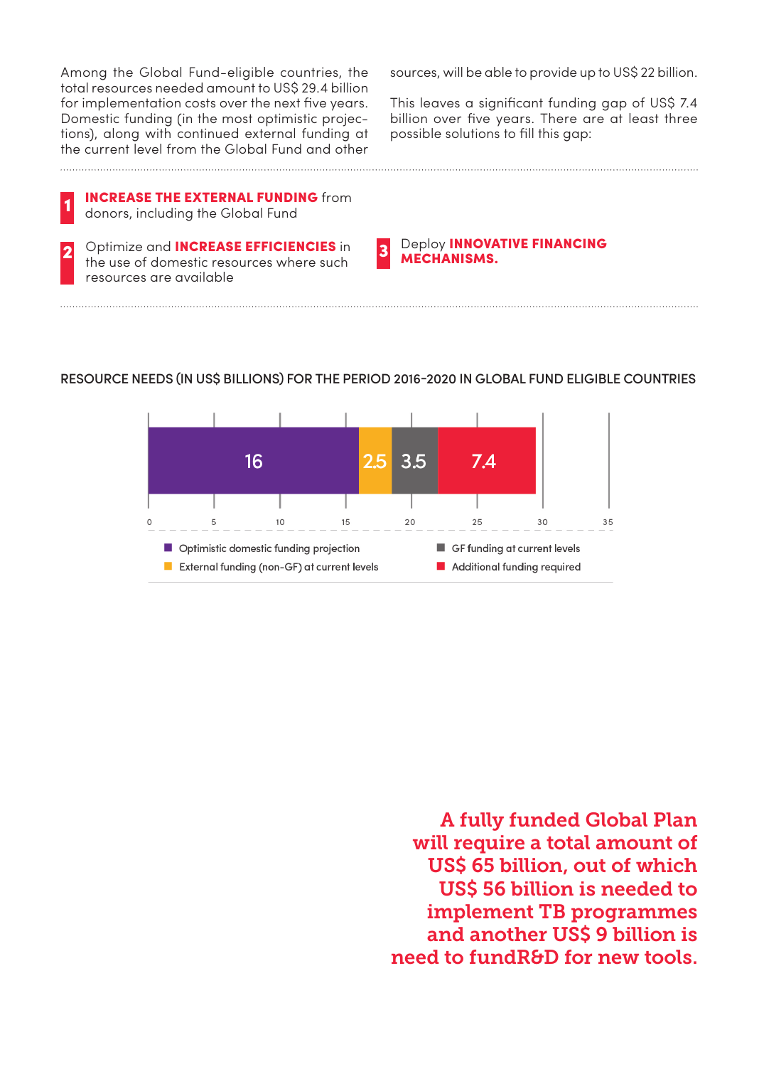Among the Global Fund-eligible countries, the total resources needed amount to US$ 29.4 billion for implementation costs over the next five years. Domestic funding (in the most optimistic projections), along with continued external funding at the current level from the Global Fund and other sources, will be able to provide up to US$ 22 billion.

This leaves a significant funding gap of US$ 7.4 billion over five years. There are at least three possible solutions to fill this gap:

1. **INCREASE THE EXTERNAL FUNDING** from donors, including the Global Fund
2. Optimize and **INCREASE EFFICIENCIES** in the use of domestic resources where such resources are available
3. Deploy **INNOVATIVE FINANCING MECHANISMS.**

RESOURCE NEEDS (IN US$ BILLIONS) FOR THE PERIOD 2016-2020 IN GLOBAL FUND ELIGIBLE COUNTRIES

| Category | US$ billions |
|---|---|
| Optimistic domestic funding projection | 16 |
| External funding (non-GF) at current levels | 2.5 |
| GF funding at current levels | 3.5 |
| Additional funding required | 7.4 |

**A fully funded Global Plan will require a total amount of US$ 65 billion, out of which US$ 56 billion is needed to implement TB programmes and another US$ 9 billion is need to fundR&D for new tools.**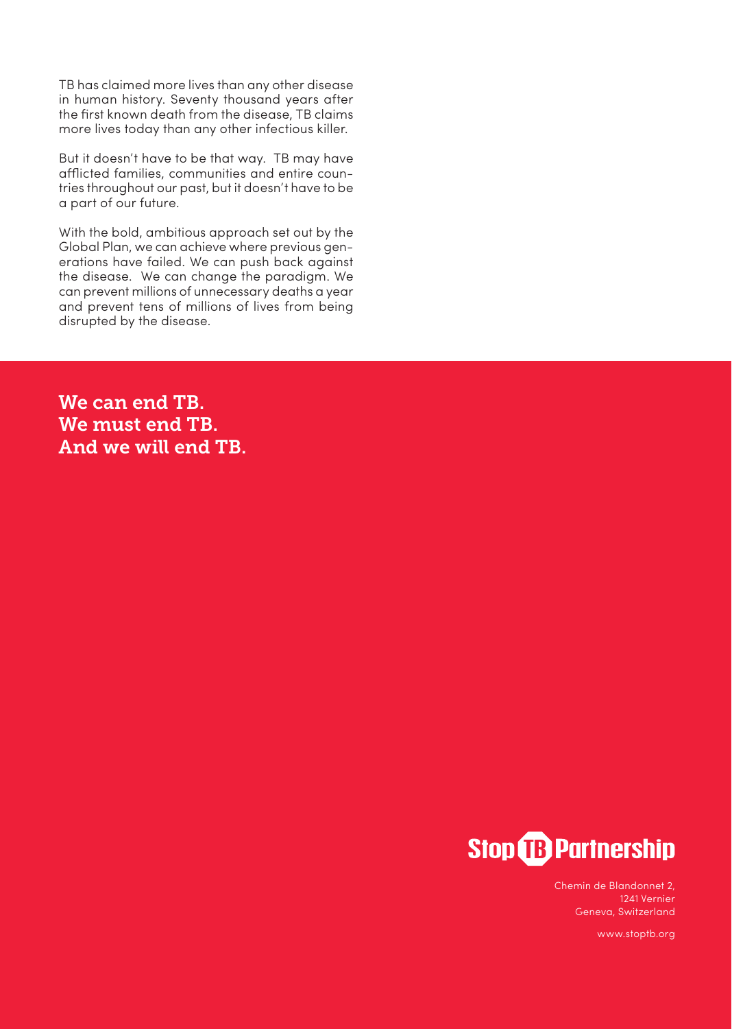TB has claimed more lives than any other disease in human history. Seventy thousand years after the first known death from the disease, TB claims more lives today than any other infectious killer.

But it doesn't have to be that way. TB may have afflicted families, communities and entire countries throughout our past, but it doesn't have to be a part of our future.

With the bold, ambitious approach set out by the Global Plan, we can achieve where previous generations have failed. We can push back against the disease. We can change the paradigm. We can prevent millions of unnecessary deaths a year and prevent tens of millions of lives from being disrupted by the disease.

**We can end TB.**
**We must end TB.**
**And we will end TB.**

Stop TB Partnership

Chemin de Blandonnet 2,
1241 Vernier
Geneva, Switzerland

www.stoptb.org